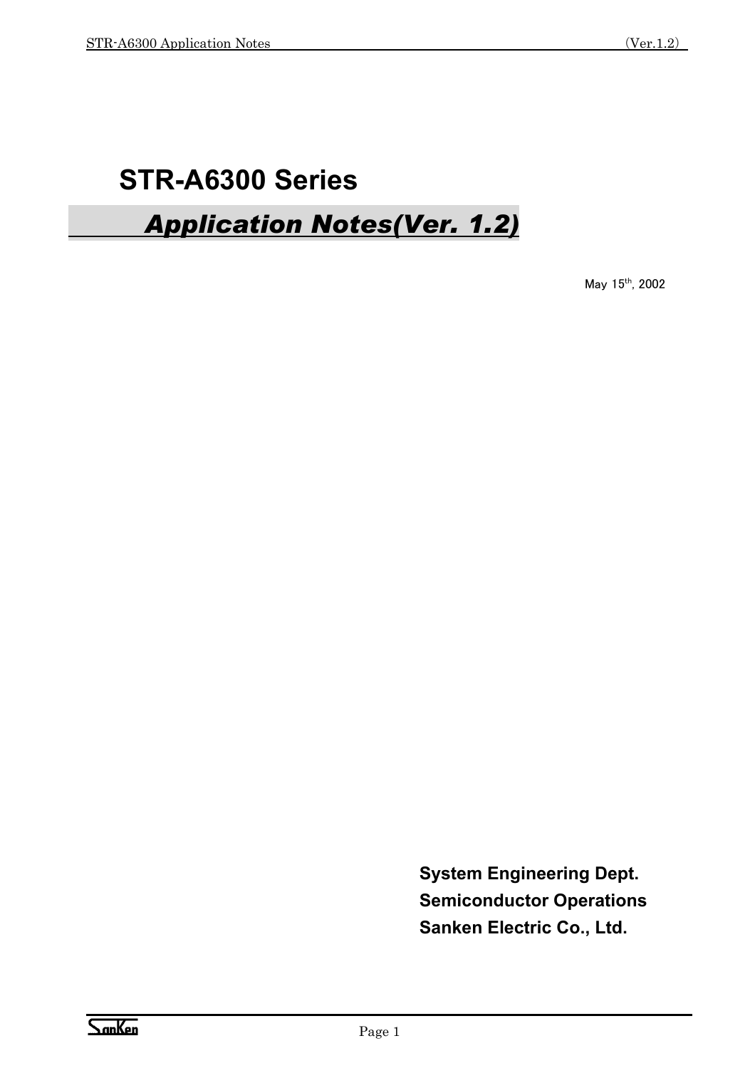# STR-A6300 Series

## *Application Notes(Ver. 1.2)*

May 15th, 2002

**System Engineering Dept.**
**Semiconductor Operations**
**Sanken Electric Co., Ltd.**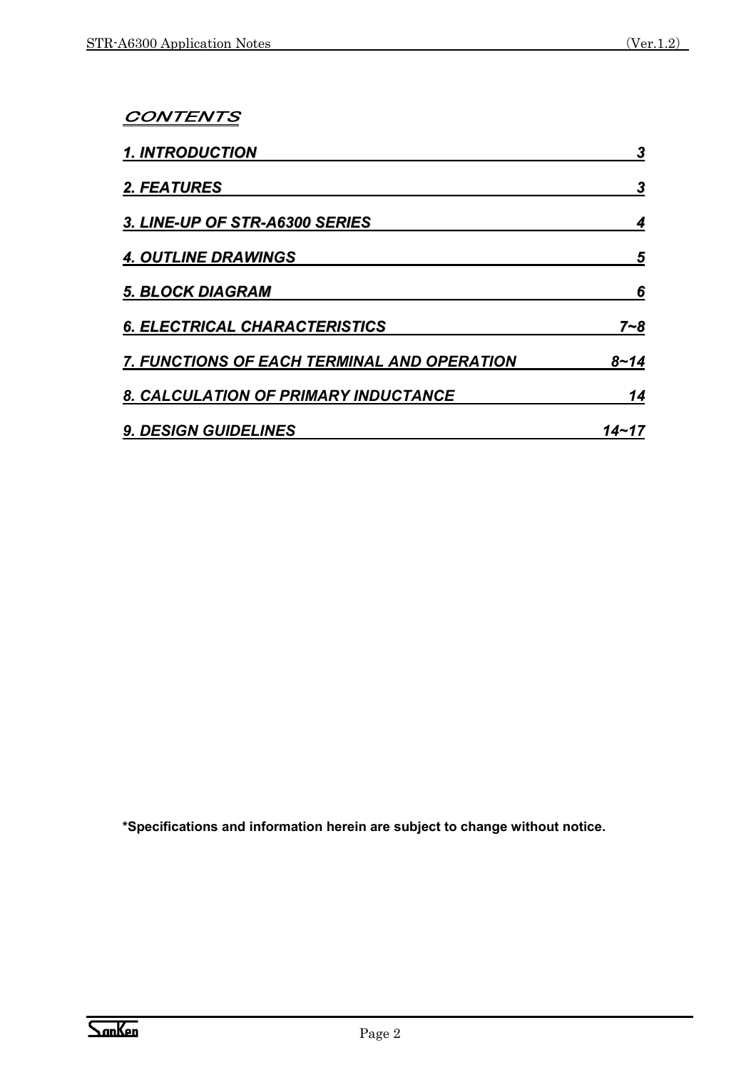# CONTENTS

| | |
|---|---|
| 1. INTRODUCTION | 3 |
| 2. FEATURES | 3 |
| 3. LINE-UP OF STR-A6300 SERIES | 4 |
| 4. OUTLINE DRAWINGS | 5 |
| 5. BLOCK DIAGRAM | 6 |
| 6. ELECTRICAL CHARACTERISTICS | 7~8 |
| 7. FUNCTIONS OF EACH TERMINAL AND OPERATION | 8~14 |
| 8. CALCULATION OF PRIMARY INDUCTANCE | 14 |
| 9. DESIGN GUIDELINES | 14~17 |

**\*Specifications and information herein are subject to change without notice.**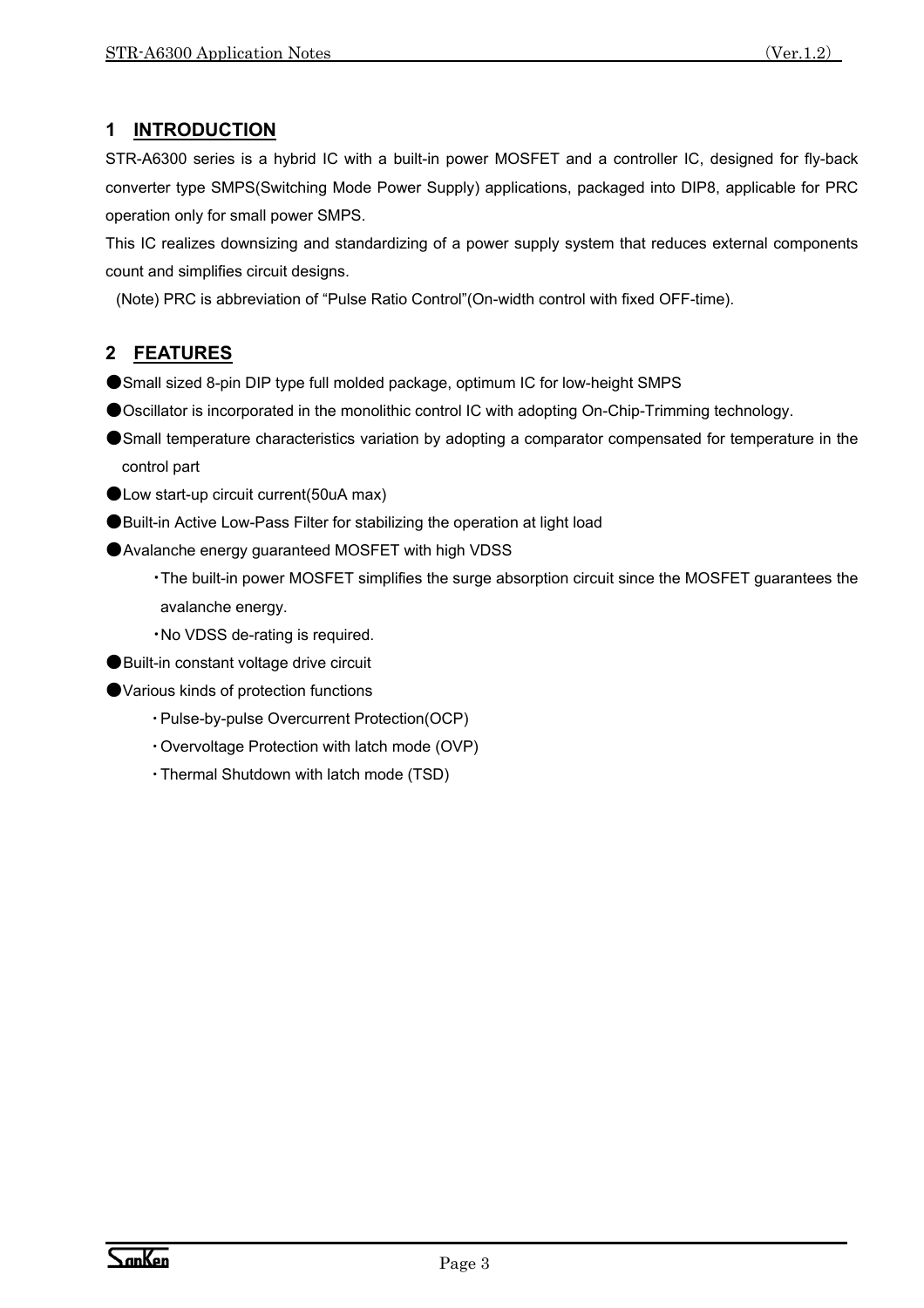## 1 INTRODUCTION

STR-A6300 series is a hybrid IC with a built-in power MOSFET and a controller IC, designed for fly-back converter type SMPS(Switching Mode Power Supply) applications, packaged into DIP8, applicable for PRC operation only for small power SMPS.

This IC realizes downsizing and standardizing of a power supply system that reduces external components count and simplifies circuit designs.

(Note) PRC is abbreviation of "Pulse Ratio Control"(On-width control with fixed OFF-time).

## 2 FEATURES

- Small sized 8-pin DIP type full molded package, optimum IC for low-height SMPS
- Oscillator is incorporated in the monolithic control IC with adopting On-Chip-Trimming technology.
- Small temperature characteristics variation by adopting a comparator compensated for temperature in the control part
- Low start-up circuit current(50uA max)
- Built-in Active Low-Pass Filter for stabilizing the operation at light load
- Avalanche energy guaranteed MOSFET with high VDSS
  - The built-in power MOSFET simplifies the surge absorption circuit since the MOSFET guarantees the avalanche energy.
  - No VDSS de-rating is required.
- Built-in constant voltage drive circuit
- Various kinds of protection functions
  - Pulse-by-pulse Overcurrent Protection(OCP)
  - Overvoltage Protection with latch mode (OVP)
  - Thermal Shutdown with latch mode (TSD)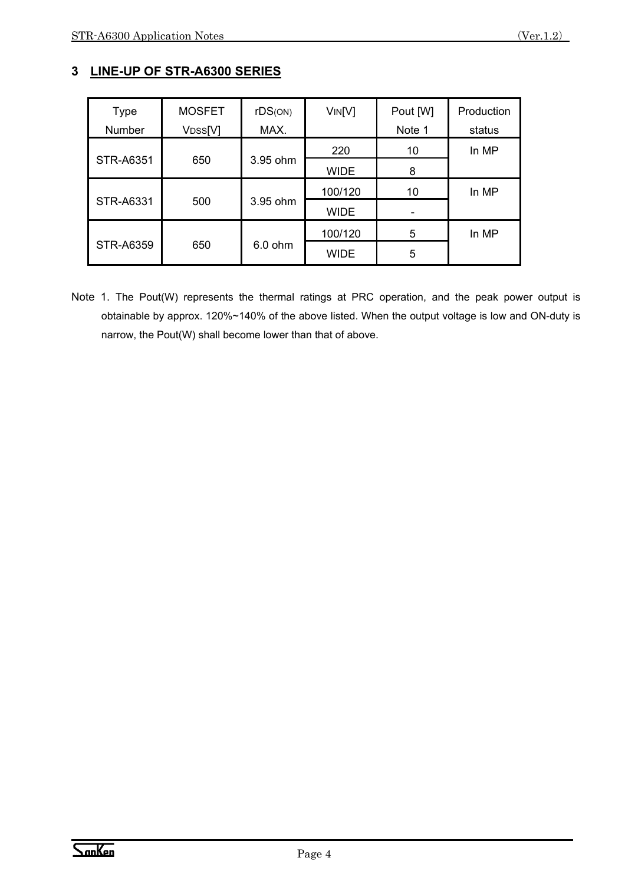## 3 LINE-UP OF STR-A6300 SERIES

| Type Number | MOSFET $V_{DSS}$[V] | $rDS_{(ON)}$ MAX. | $V_{IN}$[V] | Pout [W] Note 1 | Production status |
|---|---|---|---|---|---|
| STR-A6351 | 650 | 3.95 ohm | 220 | 10 | In MP |
| | | | WIDE | 8 | |
| STR-A6331 | 500 | 3.95 ohm | 100/120 | 10 | In MP |
| | | | WIDE | - | |
| STR-A6359 | 650 | 6.0 ohm | 100/120 | 5 | In MP |
| | | | WIDE | 5 | |

Note 1. The Pout(W) represents the thermal ratings at PRC operation, and the peak power output is obtainable by approx. 120%~140% of the above listed. When the output voltage is low and ON-duty is narrow, the Pout(W) shall become lower than that of above.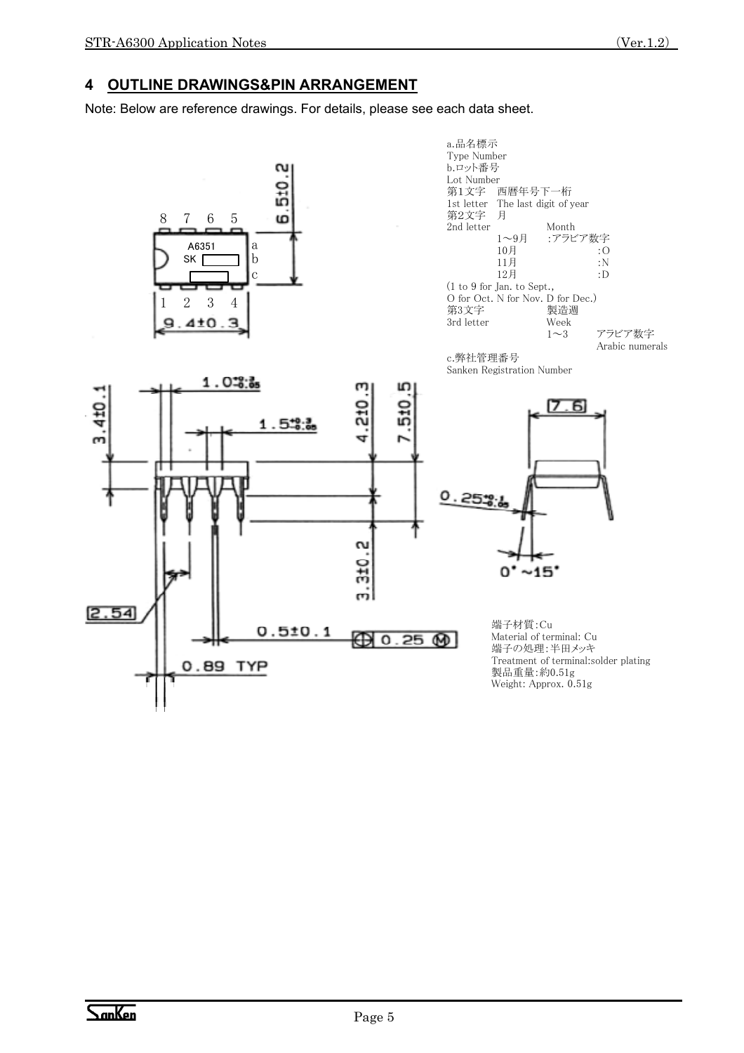## 4 OUTLINE DRAWINGS&PIN ARRANGEMENT

Note: Below are reference drawings. For details, please see each data sheet.

a.品名標示
Type Number
b.ロット番号
Lot Number
第1文字　西暦年号下一桁
1st letter　The last digit of year
第2文字　月
2nd letter　　　　Month
　　1〜9月　:アラビア数字
　　10月　　:O
　　11月　　:N
　　12月　　:D
(1 to 9 for Jan. to Sept.,
O for Oct. N for Nov. D for Dec.)
第3文字　製造週
3rd letter　　Week
　　1〜3　アラビア数字
　　　　　Arabic numerals
c.弊社管理番号
Sanken Registration Number

端子材質:Cu
Material of terminal: Cu
端子の処理:半田メッキ
Treatment of terminal:solder plating
製品重量:約0.51g
Weight: Approx. 0.51g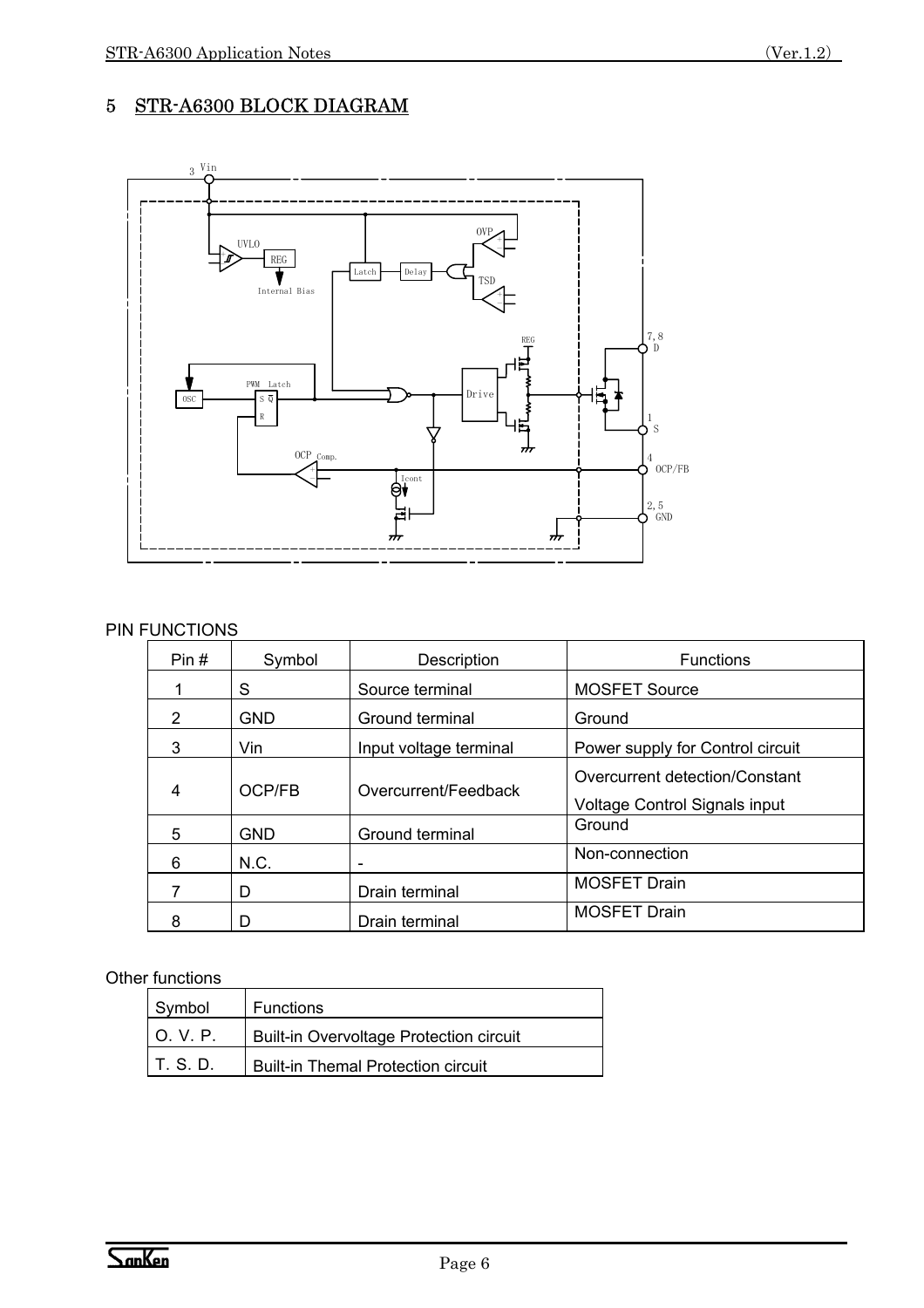## 5 STR-A6300 BLOCK DIAGRAM

PIN FUNCTIONS

| Pin # | Symbol | Description | Functions |
|---|---|---|---|
| 1 | S | Source terminal | MOSFET Source |
| 2 | GND | Ground terminal | Ground |
| 3 | Vin | Input voltage terminal | Power supply for Control circuit |
| 4 | OCP/FB | Overcurrent/Feedback | Overcurrent detection/Constant Voltage Control Signals input |
| 5 | GND | Ground terminal | Ground |
| 6 | N.C. | - | Non-connection |
| 7 | D | Drain terminal | MOSFET Drain |
| 8 | D | Drain terminal | MOSFET Drain |

Other functions

| Symbol | Functions |
|---|---|
| O. V. P. | Built-in Overvoltage Protection circuit |
| T. S. D. | Built-in Themal Protection circuit |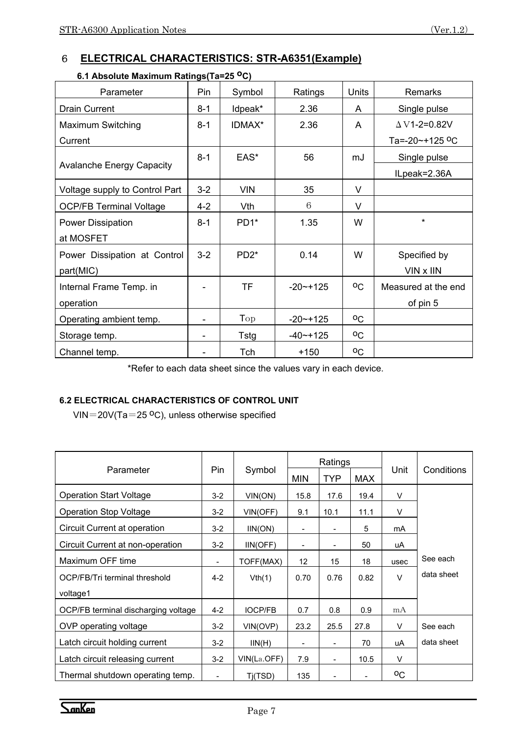## 6 ELECTRICAL CHARACTERISTICS: STR-A6351(Example)

### 6.1 Absolute Maximum Ratings(Ta=25 ºC)

| Parameter | Pin | Symbol | Ratings | Units | Remarks |
|---|---|---|---|---|---|
| Drain Current | 8-1 | Idpeak* | 2.36 | A | Single pulse |
| Maximum Switching Current | 8-1 | IDMAX* | 2.36 | A | ΔV1-2=0.82V Ta=-20~+125 ºC |
| Avalanche Energy Capacity | 8-1 | EAS* | 56 | mJ | Single pulse ILpeak=2.36A |
| Voltage supply to Control Part | 3-2 | VIN | 35 | V | |
| OCP/FB Terminal Voltage | 4-2 | Vth | 6 | V | |
| Power Dissipation at MOSFET | 8-1 | PD1* | 1.35 | W | * |
| Power Dissipation at Control part(MIC) | 3-2 | PD2* | 0.14 | W | Specified by VIN x IIN |
| Internal Frame Temp. in operation | - | TF | -20~+125 | ºC | Measured at the end of pin 5 |
| Operating ambient temp. | - | Top | -20~+125 | ºC | |
| Storage temp. | - | Tstg | -40~+125 | ºC | |
| Channel temp. | - | Tch | +150 | ºC | |

*Refer to each data sheet since the values vary in each device.

### 6.2 ELECTRICAL CHARACTERISTICS OF CONTROL UNIT

VIN＝20V(Ta＝25 ºC), unless otherwise specified

| Parameter | Pin | Symbol | Ratings | | | Unit | Conditions |
|---|---|---|---|---|---|---|---|
| | | | MIN | TYP | MAX | | |
| Operation Start Voltage | 3-2 | VIN(ON) | 15.8 | 17.6 | 19.4 | V | See each data sheet |
| Operation Stop Voltage | 3-2 | VIN(OFF) | 9.1 | 10.1 | 11.1 | V | |
| Circuit Current at operation | 3-2 | IIN(ON) | - | - | 5 | mA | |
| Circuit Current at non-operation | 3-2 | IIN(OFF) | - | - | 50 | uA | |
| Maximum OFF time | - | TOFF(MAX) | 12 | 15 | 18 | usec | |
| OCP/FB/Tri terminal threshold voltage1 | 4-2 | Vth(1) | 0.70 | 0.76 | 0.82 | V | |
| OCP/FB terminal discharging voltage | 4-2 | IOCP/FB | 0.7 | 0.8 | 0.9 | mA | |
| OVP operating voltage | 3-2 | VIN(OVP) | 23.2 | 25.5 | 27.8 | V | See each data sheet |
| Latch circuit holding current | 3-2 | IIN(H) | - | - | 70 | uA | |
| Latch circuit releasing current | 3-2 | VIN(La.OFF) | 7.9 | - | 10.5 | V | |
| Thermal shutdown operating temp. | - | Tj(TSD) | 135 | - | - | ºC | |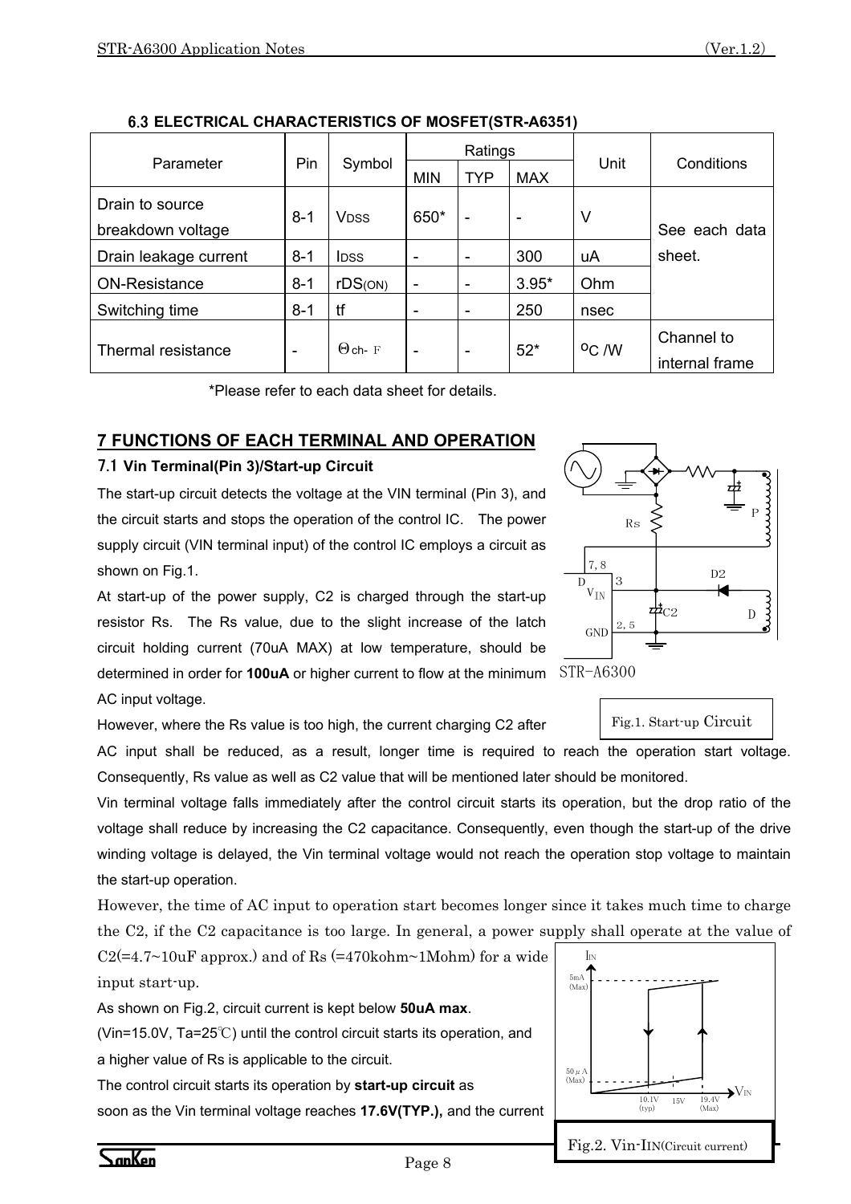### 6.3 ELECTRICAL CHARACTERISTICS OF MOSFET(STR-A6351)

| Parameter | Pin | Symbol | Ratings | | | Unit | Conditions |
|---|---|---|---|---|---|---|---|
| | | | MIN | TYP | MAX | | |
| Drain to source breakdown voltage | 8-1 | $V_{DSS}$ | 650* | - | - | V | See each data sheet. |
| Drain leakage current | 8-1 | $I_{DSS}$ | - | - | 300 | uA | |
| ON-Resistance | 8-1 | $rDS_{(ON)}$ | - | - | 3.95* | Ohm | |
| Switching time | 8-1 | tf | - | - | 250 | nsec | |
| Thermal resistance | - | $\Theta_{ch-F}$ | - | - | 52* | °C /W | Channel to internal frame |

*Please refer to each data sheet for details.

## 7 FUNCTIONS OF EACH TERMINAL AND OPERATION

### 7.1 Vin Terminal(Pin 3)/Start-up Circuit

The start-up circuit detects the voltage at the VIN terminal (Pin 3), and the circuit starts and stops the operation of the control IC. The power supply circuit (VIN terminal input) of the control IC employs a circuit as shown on Fig.1.

At start-up of the power supply, C2 is charged through the start-up resistor Rs. The Rs value, due to the slight increase of the latch circuit holding current (70uA MAX) at low temperature, should be determined in order for **100uA** or higher current to flow at the minimum AC input voltage.

However, where the Rs value is too high, the current charging C2 after AC input shall be reduced, as a result, longer time is required to reach the operation start voltage. Consequently, Rs value as well as C2 value that will be mentioned later should be monitored.

Fig.1. Start-up Circuit

Vin terminal voltage falls immediately after the control circuit starts its operation, but the drop ratio of the voltage shall reduce by increasing the C2 capacitance. Consequently, even though the start-up of the drive winding voltage is delayed, the Vin terminal voltage would not reach the operation stop voltage to maintain the start-up operation.

However, the time of AC input to operation start becomes longer since it takes much time to charge the C2, if the C2 capacitance is too large. In general, a power supply shall operate at the value of C2(=4.7~10uF approx.) and of Rs (=470kohm~1Mohm) for a wide input start-up.

As shown on Fig.2, circuit current is kept below **50uA max**.

(Vin=15.0V, Ta=25℃) until the control circuit starts its operation, and a higher value of Rs is applicable to the circuit.

The control circuit starts its operation by **start-up circuit** as soon as the Vin terminal voltage reaches **17.6V(TYP.),** and the current

Fig.2. Vin-IIN(Circuit current)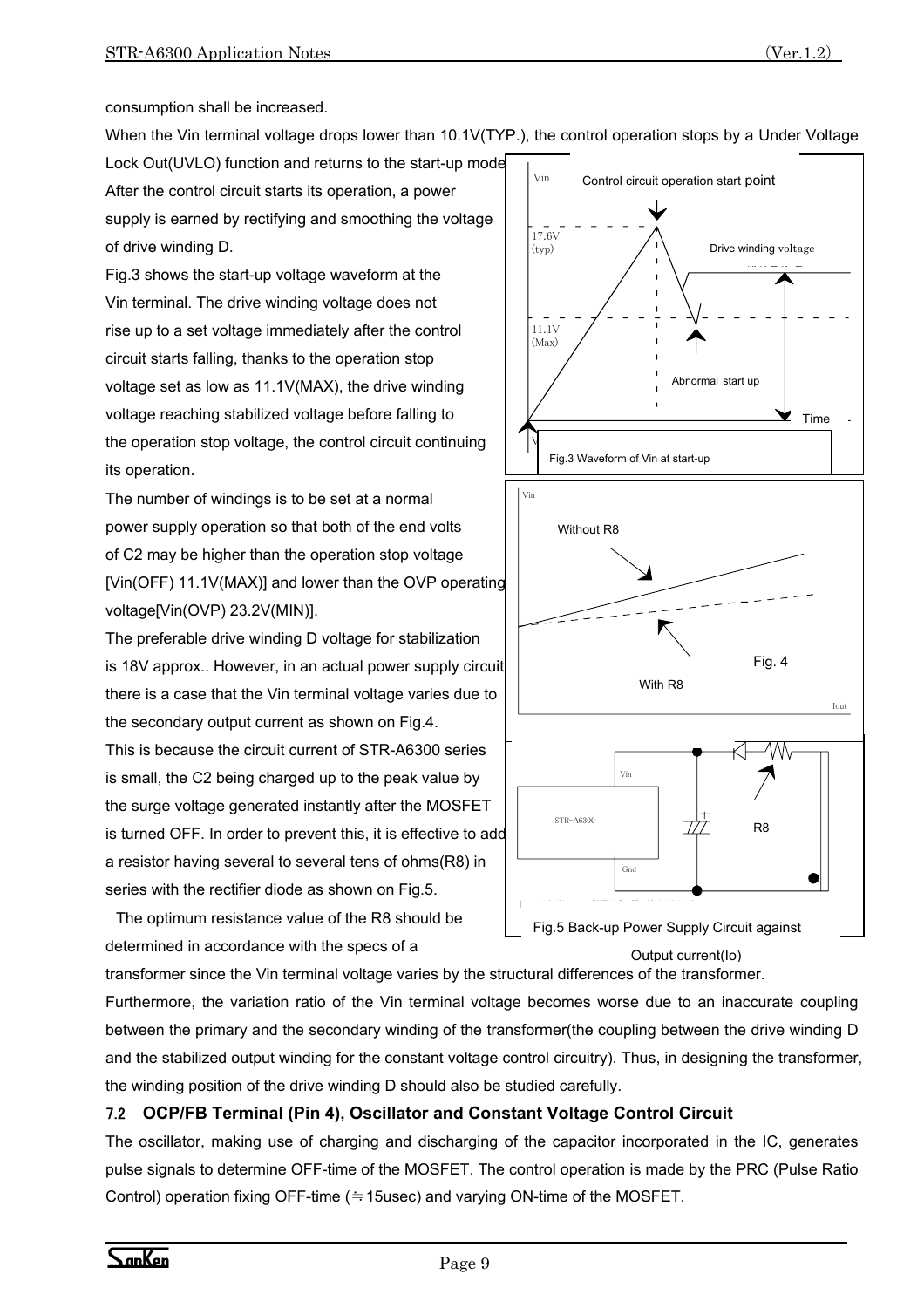consumption shall be increased.

When the Vin terminal voltage drops lower than 10.1V(TYP.), the control operation stops by a Under Voltage Lock Out(UVLO) function and returns to the start-up mode.

After the control circuit starts its operation, a power supply is earned by rectifying and smoothing the voltage of drive winding D.

Fig.3 shows the start-up voltage waveform at the Vin terminal. The drive winding voltage does not rise up to a set voltage immediately after the control circuit starts falling, thanks to the operation stop voltage set as low as 11.1V(MAX), the drive winding voltage reaching stabilized voltage before falling to the operation stop voltage, the control circuit continuing its operation.

Fig.3 Waveform of Vin at start-up

The number of windings is to be set at a normal power supply operation so that both of the end volts of C2 may be higher than the operation stop voltage [Vin(OFF) 11.1V(MAX)] and lower than the OVP operating voltage[Vin(OVP) 23.2V(MIN)].

The preferable drive winding D voltage for stabilization is 18V approx.. However, in an actual power supply circuit there is a case that the Vin terminal voltage varies due to the secondary output current as shown on Fig.4.

Fig. 4

This is because the circuit current of STR-A6300 series is small, the C2 being charged up to the peak value by the surge voltage generated instantly after the MOSFET is turned OFF. In order to prevent this, it is effective to add a resistor having several to several tens of ohms(R8) in series with the rectifier diode as shown on Fig.5.

Fig.5 Back-up Power Supply Circuit against Output current(Io)

The optimum resistance value of the R8 should be determined in accordance with the specs of a transformer since the Vin terminal voltage varies by the structural differences of the transformer.

Furthermore, the variation ratio of the Vin terminal voltage becomes worse due to an inaccurate coupling between the primary and the secondary winding of the transformer(the coupling between the drive winding D and the stabilized output winding for the constant voltage control circuitry). Thus, in designing the transformer, the winding position of the drive winding D should also be studied carefully.

### 7.2 OCP/FB Terminal (Pin 4), Oscillator and Constant Voltage Control Circuit

The oscillator, making use of charging and discharging of the capacitor incorporated in the IC, generates pulse signals to determine OFF-time of the MOSFET. The control operation is made by the PRC (Pulse Ratio Control) operation fixing OFF-time (≒15usec) and varying ON-time of the MOSFET.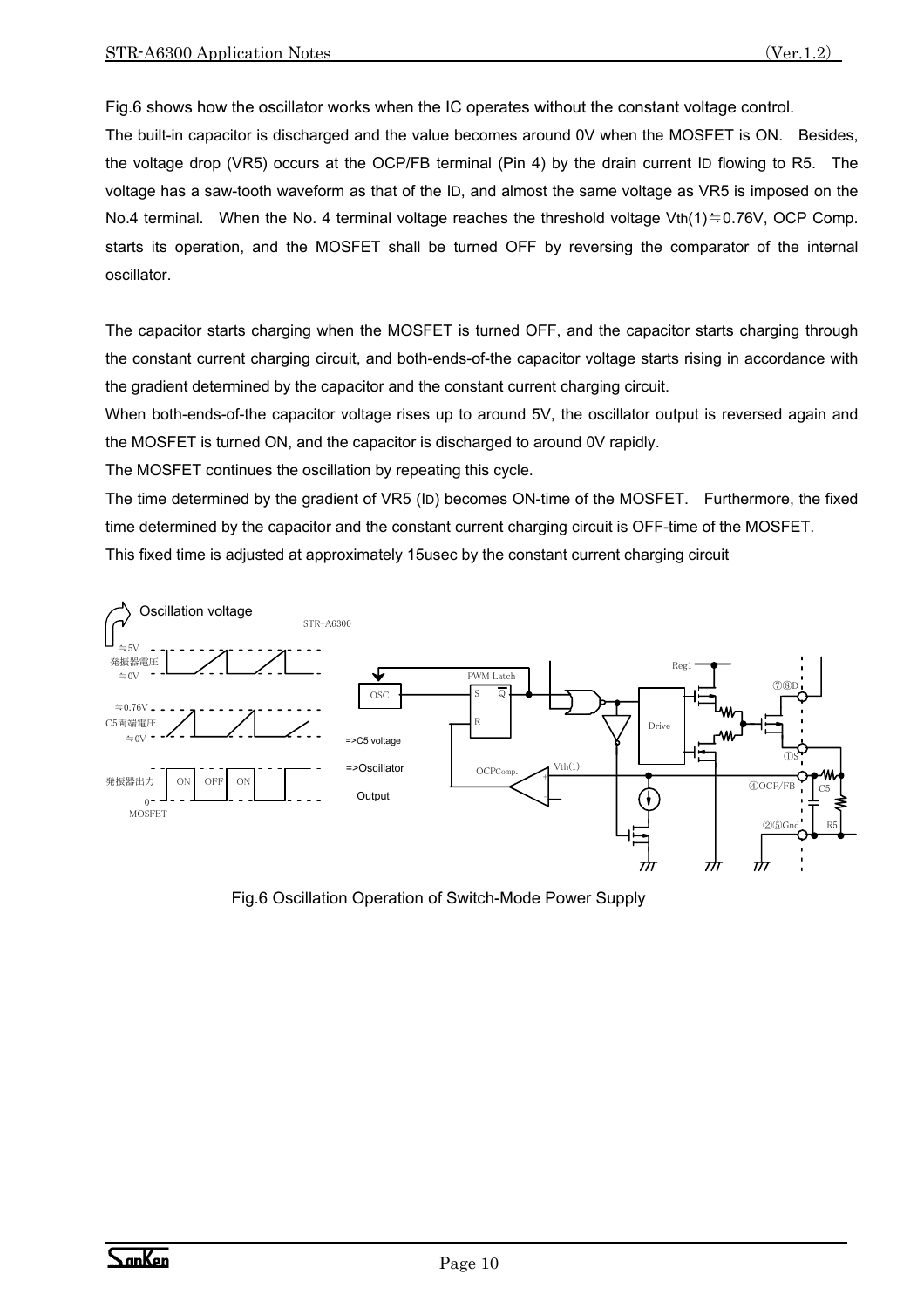Fig.6 shows how the oscillator works when the IC operates without the constant voltage control.

The built-in capacitor is discharged and the value becomes around 0V when the MOSFET is ON. Besides, the voltage drop (VR5) occurs at the OCP/FB terminal (Pin 4) by the drain current $I_D$ flowing to R5. The voltage has a saw-tooth waveform as that of the $I_D$, and almost the same voltage as VR5 is imposed on the No.4 terminal. When the No. 4 terminal voltage reaches the threshold voltage $V_{th}(1)≒0.76V$, OCP Comp. starts its operation, and the MOSFET shall be turned OFF by reversing the comparator of the internal oscillator.

The capacitor starts charging when the MOSFET is turned OFF, and the capacitor starts charging through the constant current charging circuit, and both-ends-of-the capacitor voltage starts rising in accordance with the gradient determined by the capacitor and the constant current charging circuit.

When both-ends-of-the capacitor voltage rises up to around 5V, the oscillator output is reversed again and the MOSFET is turned ON, and the capacitor is discharged to around 0V rapidly.

The MOSFET continues the oscillation by repeating this cycle.

The time determined by the gradient of VR5 ($I_D$) becomes ON-time of the MOSFET. Furthermore, the fixed time determined by the capacitor and the constant current charging circuit is OFF-time of the MOSFET.

This fixed time is adjusted at approximately 15usec by the constant current charging circuit

Fig.6 Oscillation Operation of Switch-Mode Power Supply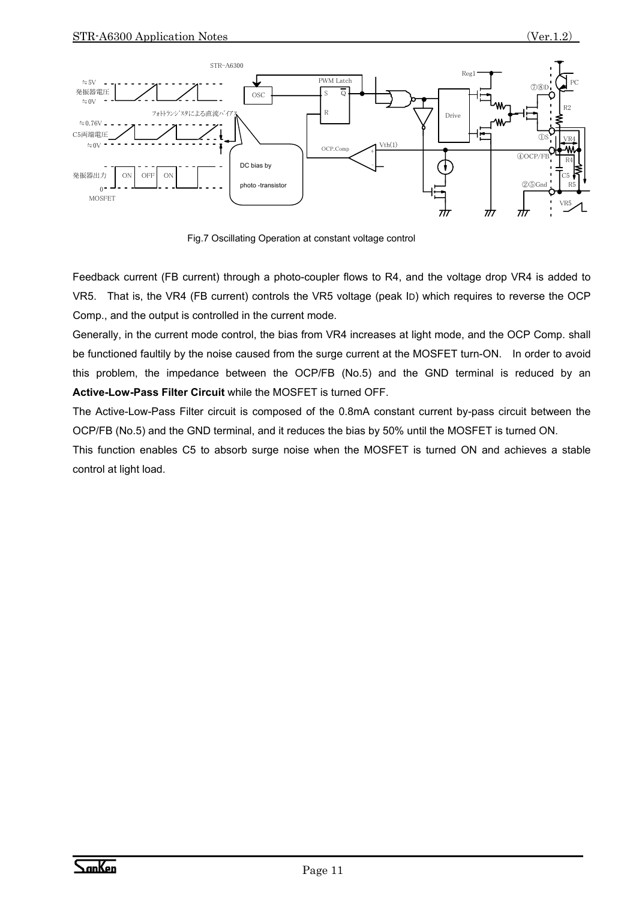Fig.7 Oscillating Operation at constant voltage control

Feedback current (FB current) through a photo-coupler flows to R4, and the voltage drop VR4 is added to VR5. That is, the VR4 (FB current) controls the VR5 voltage (peak $I_D$) which requires to reverse the OCP Comp., and the output is controlled in the current mode.

Generally, in the current mode control, the bias from VR4 increases at light mode, and the OCP Comp. shall be functioned faultily by the noise caused from the surge current at the MOSFET turn-ON. In order to avoid this problem, the impedance between the OCP/FB (No.5) and the GND terminal is reduced by an **Active-Low-Pass Filter Circuit** while the MOSFET is turned OFF.

The Active-Low-Pass Filter circuit is composed of the 0.8mA constant current by-pass circuit between the OCP/FB (No.5) and the GND terminal, and it reduces the bias by 50% until the MOSFET is turned ON.

This function enables C5 to absorb surge noise when the MOSFET is turned ON and achieves a stable control at light load.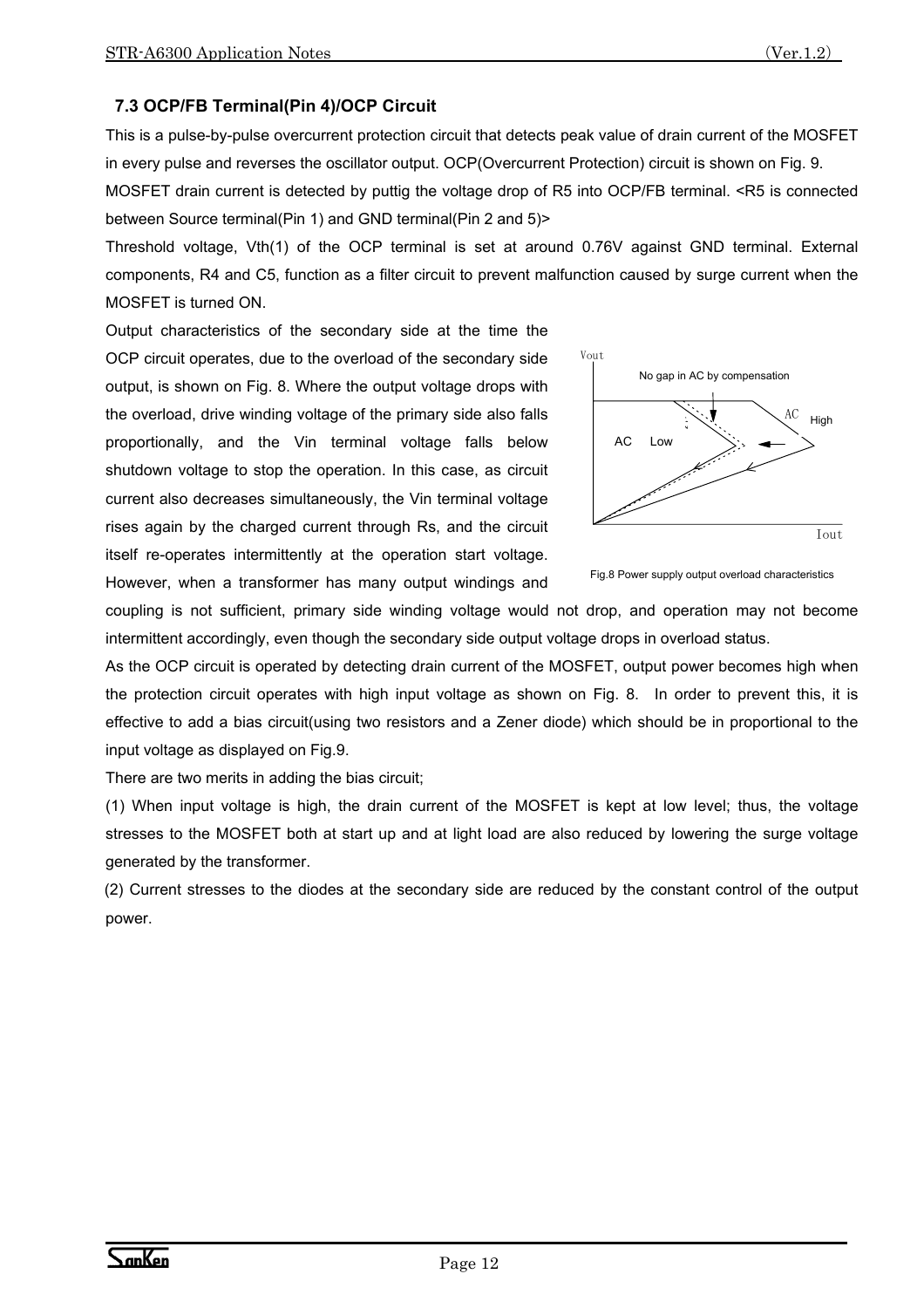### 7.3 OCP/FB Terminal(Pin 4)/OCP Circuit

This is a pulse-by-pulse overcurrent protection circuit that detects peak value of drain current of the MOSFET in every pulse and reverses the oscillator output. OCP(Overcurrent Protection) circuit is shown on Fig. 9.

MOSFET drain current is detected by puttig the voltage drop of R5 into OCP/FB terminal. <R5 is connected between Source terminal(Pin 1) and GND terminal(Pin 2 and 5)>

Threshold voltage, Vth(1) of the OCP terminal is set at around 0.76V against GND terminal. External components, R4 and C5, function as a filter circuit to prevent malfunction caused by surge current when the MOSFET is turned ON.

Output characteristics of the secondary side at the time the OCP circuit operates, due to the overload of the secondary side output, is shown on Fig. 8. Where the output voltage drops with the overload, drive winding voltage of the primary side also falls proportionally, and the Vin terminal voltage falls below shutdown voltage to stop the operation. In this case, as circuit current also decreases simultaneously, the Vin terminal voltage rises again by the charged current through Rs, and the circuit itself re-operates intermittently at the operation start voltage. However, when a transformer has many output windings and coupling is not sufficient, primary side winding voltage would not drop, and operation may not become intermittent accordingly, even though the secondary side output voltage drops in overload status.

Fig.8 Power supply output overload characteristics

As the OCP circuit is operated by detecting drain current of the MOSFET, output power becomes high when the protection circuit operates with high input voltage as shown on Fig. 8. In order to prevent this, it is effective to add a bias circuit(using two resistors and a Zener diode) which should be in proportional to the input voltage as displayed on Fig.9.

There are two merits in adding the bias circuit;

(1) When input voltage is high, the drain current of the MOSFET is kept at low level; thus, the voltage stresses to the MOSFET both at start up and at light load are also reduced by lowering the surge voltage generated by the transformer.

(2) Current stresses to the diodes at the secondary side are reduced by the constant control of the output power.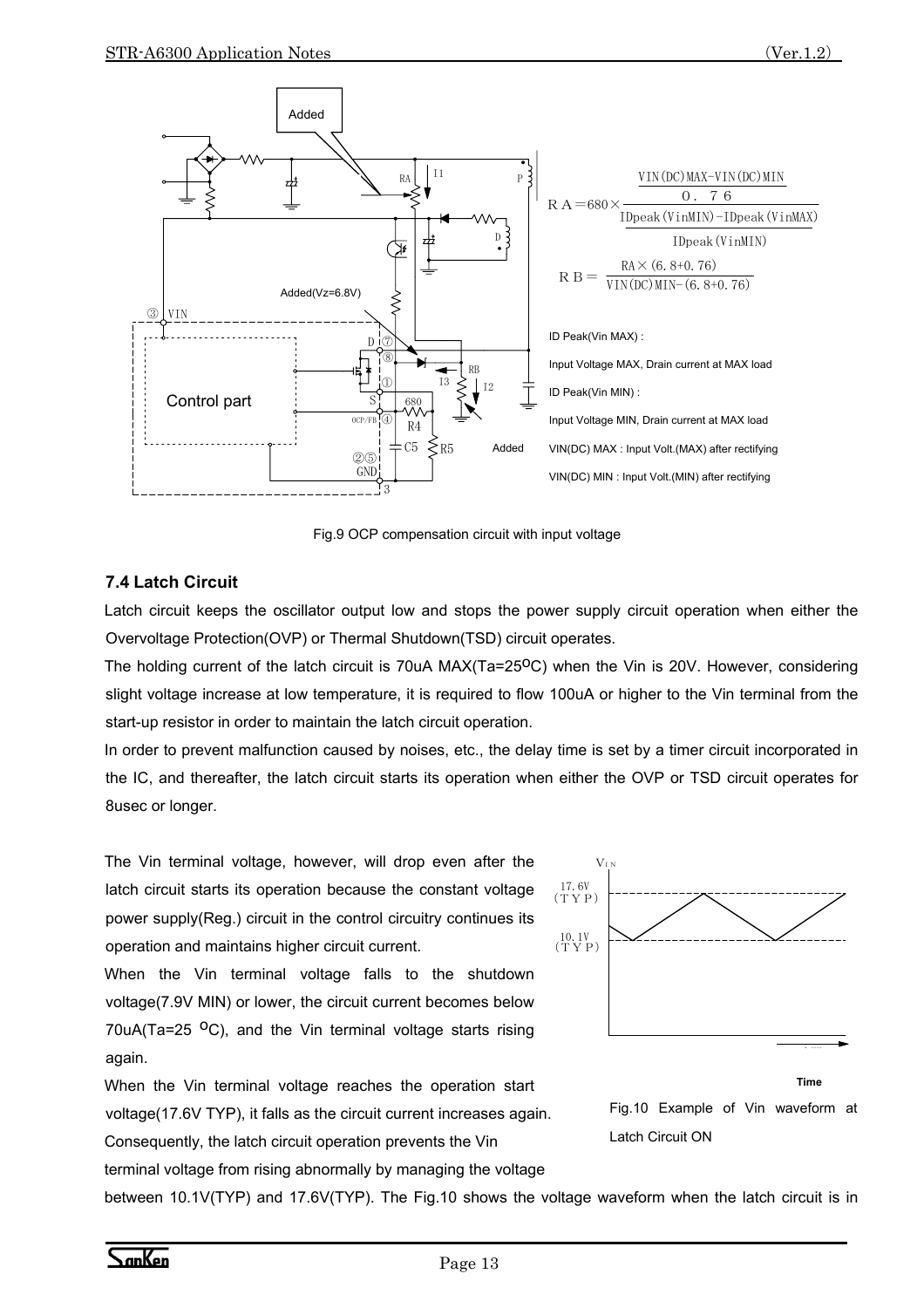$$RA = 680 \times \frac{\frac{VIN(DC)MAX - VIN(DC)MIN}{0.76}}{\frac{IDpeak(VinMIN) - IDpeak(VinMAX)}{IDpeak(VinMIN)}}$$

$$RB = \frac{RA \times (6.8 + 0.76)}{VIN(DC)MIN - (6.8 + 0.76)}$$

ID Peak(Vin MAX) :

Input Voltage MAX, Drain current at MAX load

ID Peak(Vin MIN) :

Input Voltage MIN, Drain current at MAX load

VIN(DC) MAX : Input Volt.(MAX) after rectifying

VIN(DC) MIN : Input Volt.(MIN) after rectifying

Fig.9 OCP compensation circuit with input voltage

### 7.4 Latch Circuit

Latch circuit keeps the oscillator output low and stops the power supply circuit operation when either the Overvoltage Protection(OVP) or Thermal Shutdown(TSD) circuit operates.

The holding current of the latch circuit is 70uA MAX(Ta=25°C) when the Vin is 20V. However, considering slight voltage increase at low temperature, it is required to flow 100uA or higher to the Vin terminal from the start-up resistor in order to maintain the latch circuit operation.

In order to prevent malfunction caused by noises, etc., the delay time is set by a timer circuit incorporated in the IC, and thereafter, the latch circuit starts its operation when either the OVP or TSD circuit operates for 8usec or longer.

The Vin terminal voltage, however, will drop even after the latch circuit starts its operation because the constant voltage power supply(Reg.) circuit in the control circuitry continues its operation and maintains higher circuit current.

When the Vin terminal voltage falls to the shutdown voltage(7.9V MIN) or lower, the circuit current becomes below 70uA(Ta=25 °C), and the Vin terminal voltage starts rising again.

When the Vin terminal voltage reaches the operation start voltage(17.6V TYP), it falls as the circuit current increases again.

Consequently, the latch circuit operation prevents the Vin terminal voltage from rising abnormally by managing the voltage between 10.1V(TYP) and 17.6V(TYP). The Fig.10 shows the voltage waveform when the latch circuit is in

Fig.10 Example of Vin waveform at Latch Circuit ON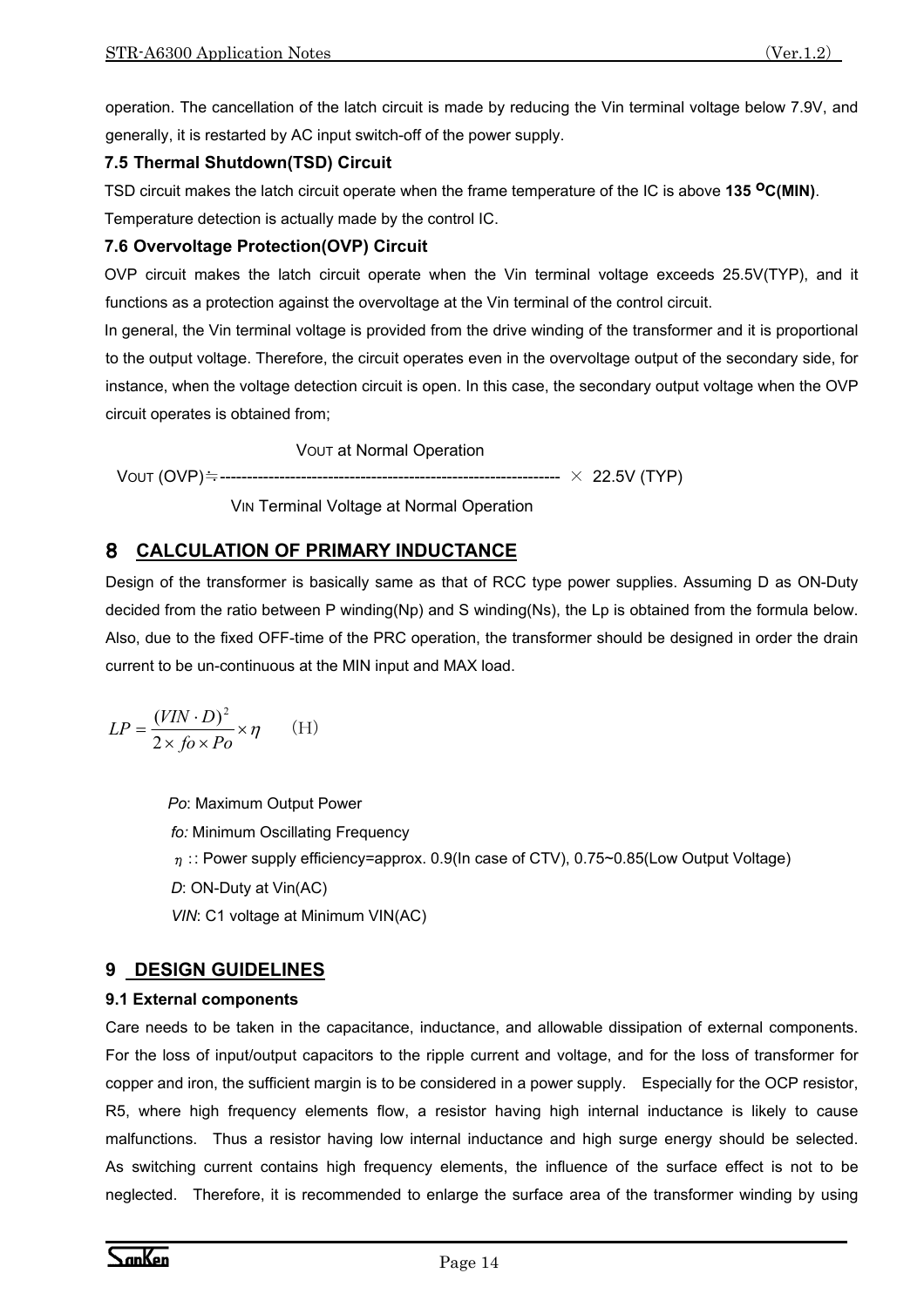operation. The cancellation of the latch circuit is made by reducing the Vin terminal voltage below 7.9V, and generally, it is restarted by AC input switch-off of the power supply.

### 7.5 Thermal Shutdown(TSD) Circuit

TSD circuit makes the latch circuit operate when the frame temperature of the IC is above **135 °C(MIN)**. Temperature detection is actually made by the control IC.

### 7.6 Overvoltage Protection(OVP) Circuit

OVP circuit makes the latch circuit operate when the Vin terminal voltage exceeds 25.5V(TYP), and it functions as a protection against the overvoltage at the Vin terminal of the control circuit.

In general, the Vin terminal voltage is provided from the drive winding of the transformer and it is proportional to the output voltage. Therefore, the circuit operates even in the overvoltage output of the secondary side, for instance, when the voltage detection circuit is open. In this case, the secondary output voltage when the OVP circuit operates is obtained from;

$$V_{OUT}\,(OVP) \fallingdotseq \frac{V_{OUT} \text{ at Normal Operation}}{V_{IN} \text{ Terminal Voltage at Normal Operation}} \times 22.5V\ (TYP)$$

## 8 CALCULATION OF PRIMARY INDUCTANCE

Design of the transformer is basically same as that of RCC type power supplies. Assuming D as ON-Duty decided from the ratio between P winding(Np) and S winding(Ns), the Lp is obtained from the formula below. Also, due to the fixed OFF-time of the PRC operation, the transformer should be designed in order the drain current to be un-continuous at the MIN input and MAX load.

$$LP = \frac{(VIN \cdot D)^2}{2 \times fo \times Po} \times \eta \qquad \text{(H)}$$

*Po*: Maximum Output Power

*fo:* Minimum Oscillating Frequency

$\eta$ :: Power supply efficiency=approx. 0.9(In case of CTV), 0.75~0.85(Low Output Voltage)

*D*: ON-Duty at Vin(AC)

*VIN*: C1 voltage at Minimum VIN(AC)

## 9 DESIGN GUIDELINES

### 9.1 External components

Care needs to be taken in the capacitance, inductance, and allowable dissipation of external components. For the loss of input/output capacitors to the ripple current and voltage, and for the loss of transformer for copper and iron, the sufficient margin is to be considered in a power supply. Especially for the OCP resistor, R5, where high frequency elements flow, a resistor having high internal inductance is likely to cause malfunctions. Thus a resistor having low internal inductance and high surge energy should be selected. As switching current contains high frequency elements, the influence of the surface effect is not to be neglected. Therefore, it is recommended to enlarge the surface area of the transformer winding by using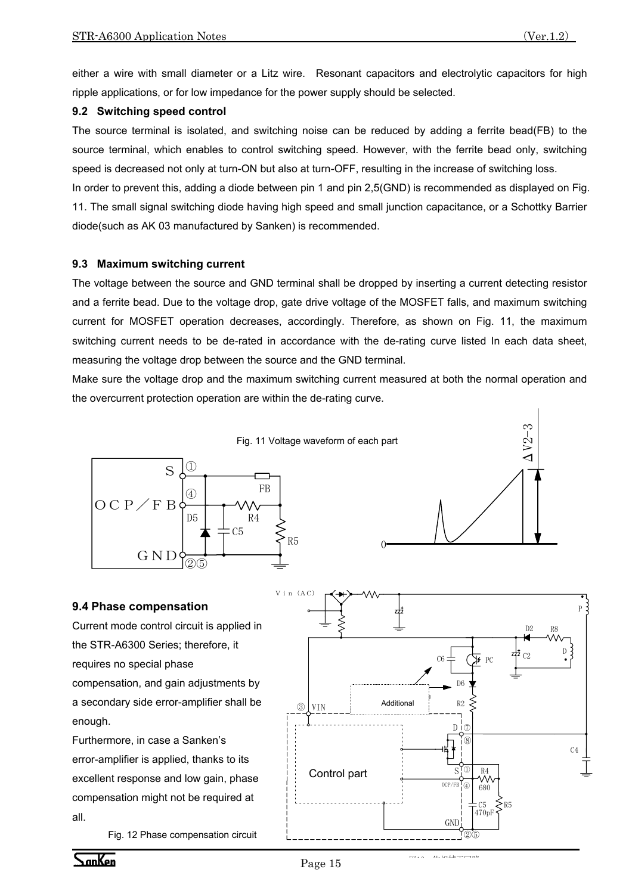either a wire with small diameter or a Litz wire. Resonant capacitors and electrolytic capacitors for high ripple applications, or for low impedance for the power supply should be selected.

### 9.2 Switching speed control

The source terminal is isolated, and switching noise can be reduced by adding a ferrite bead(FB) to the source terminal, which enables to control switching speed. However, with the ferrite bead only, switching speed is decreased not only at turn-ON but also at turn-OFF, resulting in the increase of switching loss.

In order to prevent this, adding a diode between pin 1 and pin 2,5(GND) is recommended as displayed on Fig. 11. The small signal switching diode having high speed and small junction capacitance, or a Schottky Barrier diode(such as AK 03 manufactured by Sanken) is recommended.

### 9.3 Maximum switching current

The voltage between the source and GND terminal shall be dropped by inserting a current detecting resistor and a ferrite bead. Due to the voltage drop, gate drive voltage of the MOSFET falls, and maximum switching current for MOSFET operation decreases, accordingly. Therefore, as shown on Fig. 11, the maximum switching current needs to be de-rated in accordance with the de-rating curve listed In each data sheet, measuring the voltage drop between the source and the GND terminal.

Make sure the voltage drop and the maximum switching current measured at both the normal operation and the overcurrent protection operation are within the de-rating curve.

Fig. 11 Voltage waveform of each part

### 9.4 Phase compensation

Current mode control circuit is applied in the STR-A6300 Series; therefore, it requires no special phase compensation, and gain adjustments by a secondary side error-amplifier shall be enough.

Furthermore, in case a Sanken's error-amplifier is applied, thanks to its excellent response and low gain, phase compensation might not be required at all.

Fig. 12 Phase compensation circuit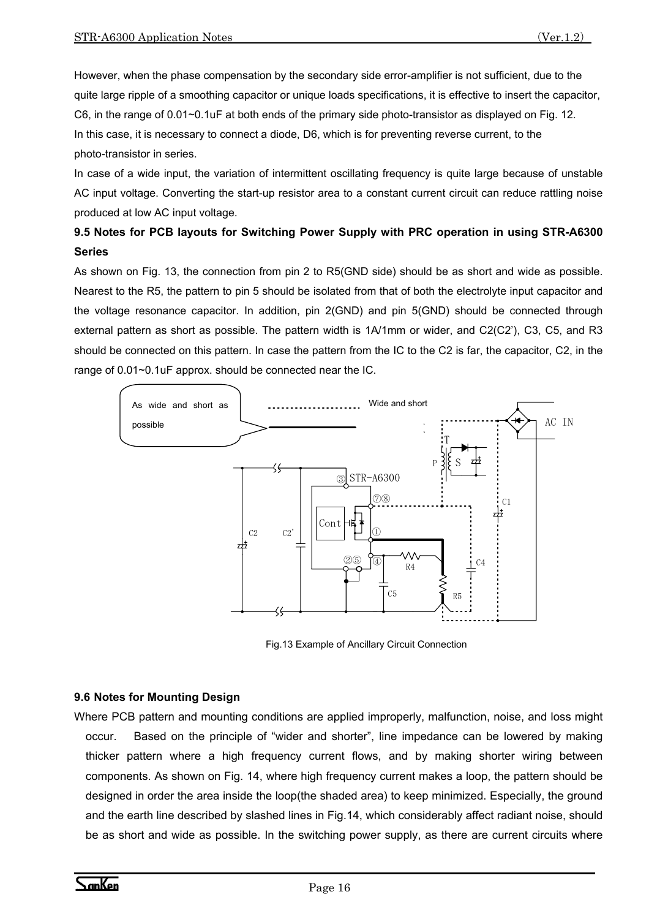However, when the phase compensation by the secondary side error-amplifier is not sufficient, due to the quite large ripple of a smoothing capacitor or unique loads specifications, it is effective to insert the capacitor, C6, in the range of 0.01~0.1uF at both ends of the primary side photo-transistor as displayed on Fig. 12.

In this case, it is necessary to connect a diode, D6, which is for preventing reverse current, to the photo-transistor in series.

In case of a wide input, the variation of intermittent oscillating frequency is quite large because of unstable AC input voltage. Converting the start-up resistor area to a constant current circuit can reduce rattling noise produced at low AC input voltage.

### 9.5 Notes for PCB layouts for Switching Power Supply with PRC operation in using STR-A6300 Series

As shown on Fig. 13, the connection from pin 2 to R5(GND side) should be as short and wide as possible. Nearest to the R5, the pattern to pin 5 should be isolated from that of both the electrolyte input capacitor and the voltage resonance capacitor. In addition, pin 2(GND) and pin 5(GND) should be connected through external pattern as short as possible. The pattern width is 1A/1mm or wider, and C2(C2'), C3, C5, and R3 should be connected on this pattern. In case the pattern from the IC to the C2 is far, the capacitor, C2, in the range of 0.01~0.1uF approx. should be connected near the IC.

As wide and short as possible

Wide and short

Fig.13 Example of Ancillary Circuit Connection

### 9.6 Notes for Mounting Design

Where PCB pattern and mounting conditions are applied improperly, malfunction, noise, and loss might occur. Based on the principle of "wider and shorter", line impedance can be lowered by making thicker pattern where a high frequency current flows, and by making shorter wiring between components. As shown on Fig. 14, where high frequency current makes a loop, the pattern should be designed in order the area inside the loop(the shaded area) to keep minimized. Especially, the ground and the earth line described by slashed lines in Fig.14, which considerably affect radiant noise, should be as short and wide as possible. In the switching power supply, as there are current circuits where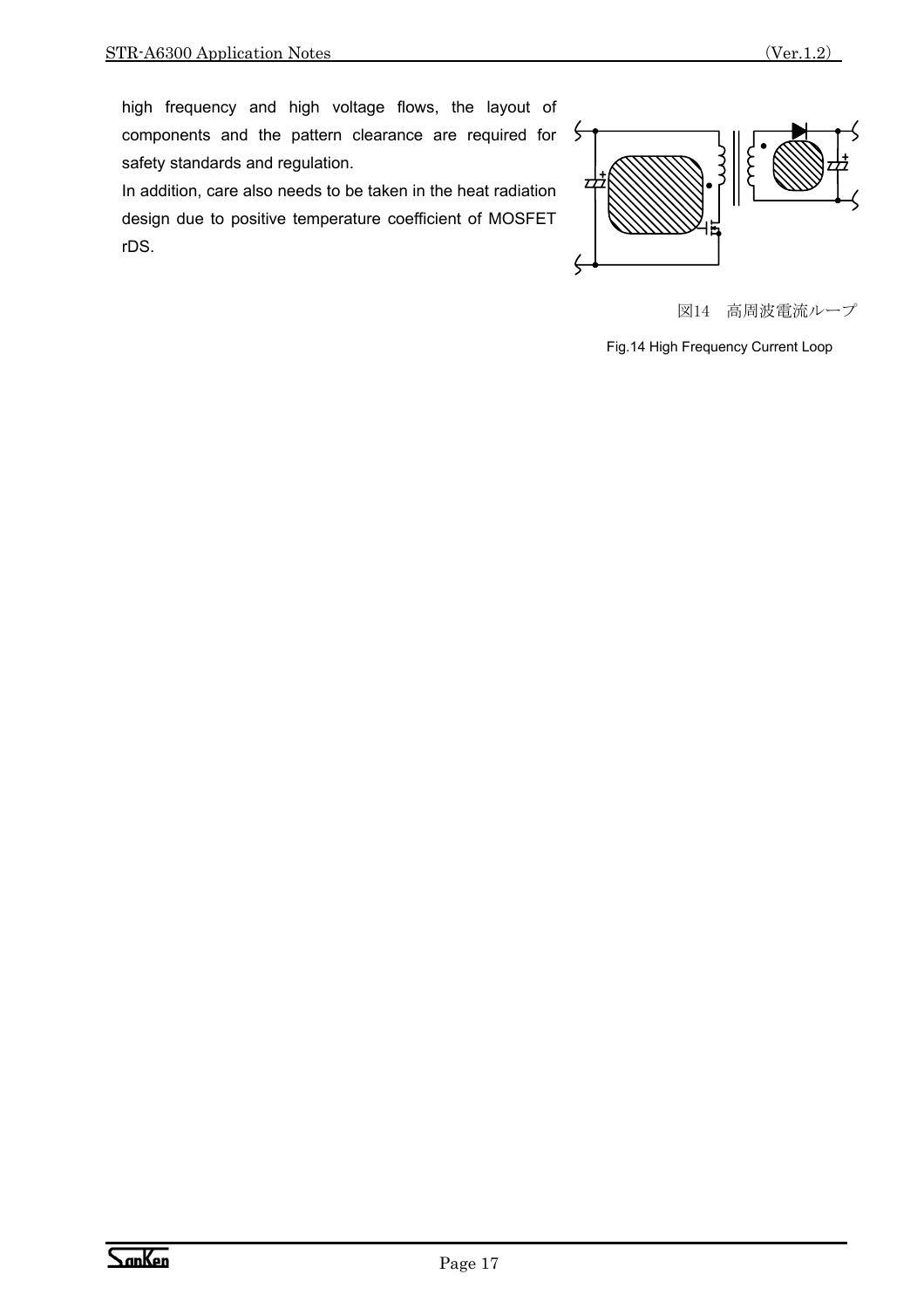high frequency and high voltage flows, the layout of components and the pattern clearance are required for safety standards and regulation.
In addition, care also needs to be taken in the heat radiation design due to positive temperature coefficient of MOSFET rDS.

図14　高周波電流ループ

Fig.14 High Frequency Current Loop